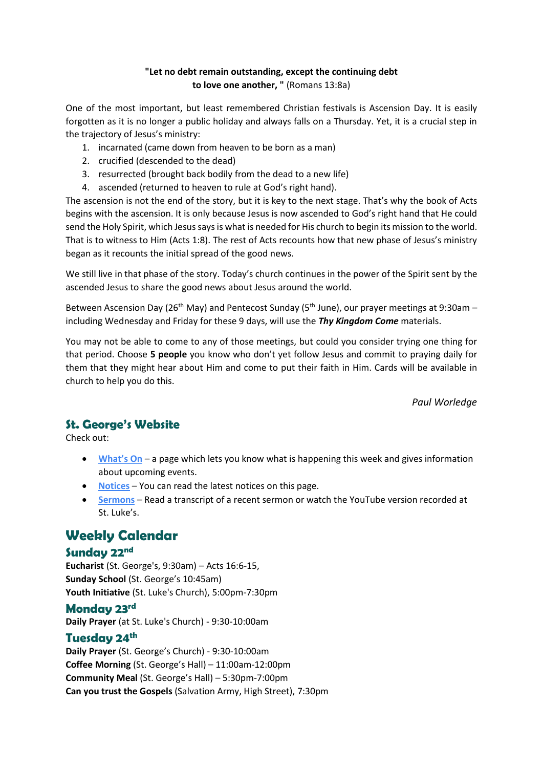**"Let no debt remain outstanding, except the continuing debt to love one another, "** (Romans 13:8a)

One of the most important, but least remembered Christian festivals is Ascension Day. It is easily forgotten as it is no longer a public holiday and always falls on a Thursday. Yet, it is a crucial step in the trajectory of Jesus's ministry:

1. incarnated (came down from heaven to be born as a man)
2. crucified (descended to the dead)
3. resurrected (brought back bodily from the dead to a new life)
4. ascended (returned to heaven to rule at God's right hand).

The ascension is not the end of the story, but it is key to the next stage. That's why the book of Acts begins with the ascension. It is only because Jesus is now ascended to God's right hand that He could send the Holy Spirit, which Jesus says is what is needed for His church to begin its mission to the world. That is to witness to Him (Acts 1:8). The rest of Acts recounts how that new phase of Jesus's ministry began as it recounts the initial spread of the good news.

We still live in that phase of the story. Today's church continues in the power of the Spirit sent by the ascended Jesus to share the good news about Jesus around the world.

Between Ascension Day (26th May) and Pentecost Sunday (5th June), our prayer meetings at 9:30am – including Wednesday and Friday for these 9 days, will use the ***Thy Kingdom Come*** materials.

You may not be able to come to any of those meetings, but could you consider trying one thing for that period. Choose **5 people** you know who don't yet follow Jesus and commit to praying daily for them that they might hear about Him and come to put their faith in Him. Cards will be available in church to help you do this.

*Paul Worledge*

## St. George's Website

Check out:

- What's On – a page which lets you know what is happening this week and gives information about upcoming events.
- Notices – You can read the latest notices on this page.
- Sermons – Read a transcript of a recent sermon or watch the YouTube version recorded at St. Luke's.

# Weekly Calendar

## Sunday 22nd

**Eucharist** (St. George's, 9:30am) – Acts 16:6-15,
**Sunday School** (St. George's 10:45am)
**Youth Initiative** (St. Luke's Church), 5:00pm-7:30pm

## Monday 23rd

**Daily Prayer** (at St. Luke's Church) - 9:30-10:00am

## Tuesday 24th

**Daily Prayer** (St. George's Church) - 9:30-10:00am
**Coffee Morning** (St. George's Hall) – 11:00am-12:00pm
**Community Meal** (St. George's Hall) – 5:30pm-7:00pm
**Can you trust the Gospels** (Salvation Army, High Street), 7:30pm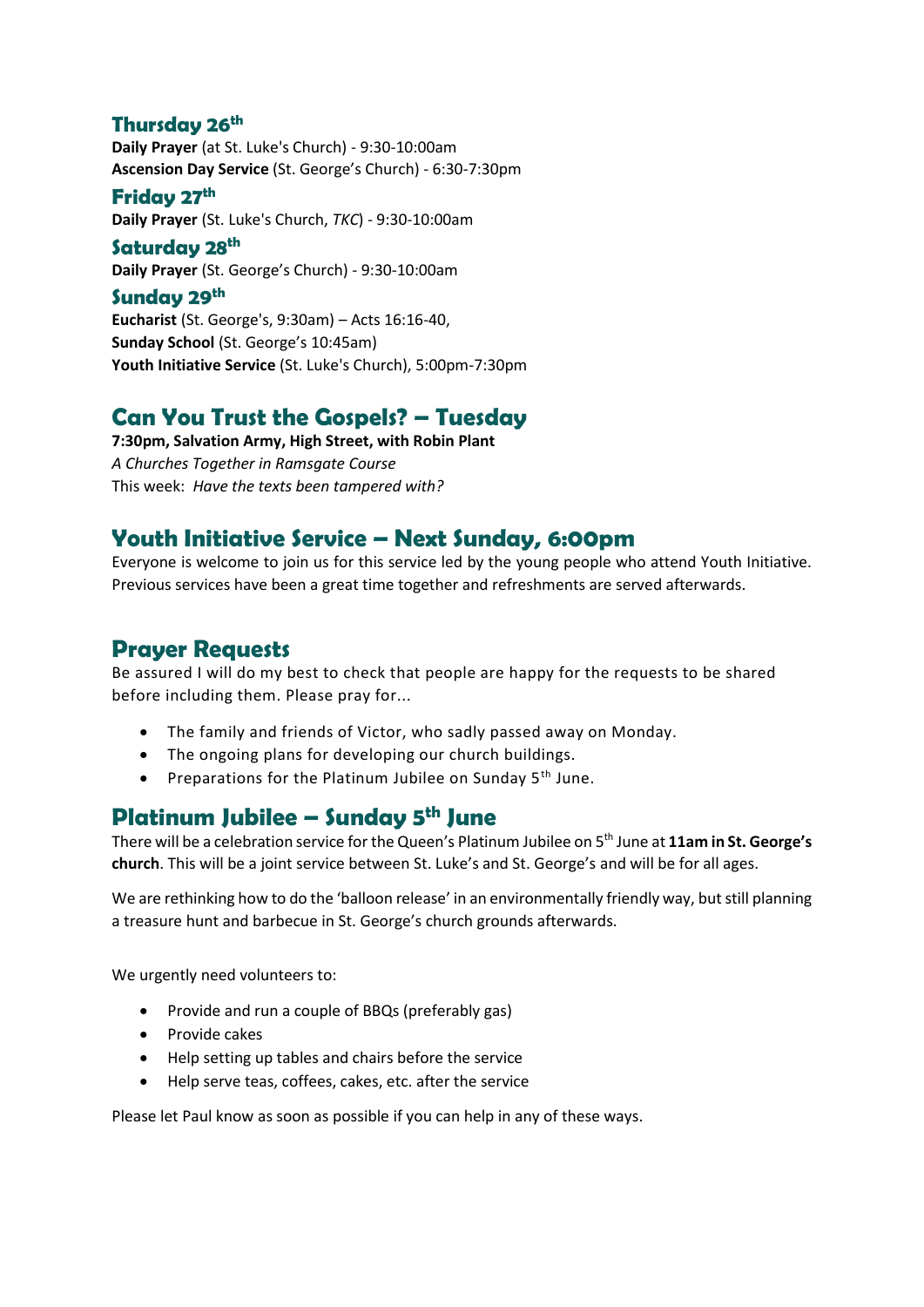### Thursday 26th

**Daily Prayer** (at St. Luke's Church) - 9:30-10:00am
**Ascension Day Service** (St. George's Church) - 6:30-7:30pm

### Friday 27th

**Daily Prayer** (St. Luke's Church, *TKC*) - 9:30-10:00am

### Saturday 28th

**Daily Prayer** (St. George's Church) - 9:30-10:00am

### Sunday 29th

**Eucharist** (St. George's, 9:30am) – Acts 16:16-40,
**Sunday School** (St. George's 10:45am)
**Youth Initiative Service** (St. Luke's Church), 5:00pm-7:30pm

## Can You Trust the Gospels? – Tuesday

**7:30pm, Salvation Army, High Street, with Robin Plant**
*A Churches Together in Ramsgate Course*
This week: *Have the texts been tampered with?*

## Youth Initiative Service – Next Sunday, 6:00pm

Everyone is welcome to join us for this service led by the young people who attend Youth Initiative. Previous services have been a great time together and refreshments are served afterwards.

## Prayer Requests

Be assured I will do my best to check that people are happy for the requests to be shared before including them. Please pray for...

- The family and friends of Victor, who sadly passed away on Monday.
- The ongoing plans for developing our church buildings.
- Preparations for the Platinum Jubilee on Sunday 5th June.

## Platinum Jubilee – Sunday 5th June

There will be a celebration service for the Queen's Platinum Jubilee on 5th June at **11am in St. George's church**. This will be a joint service between St. Luke's and St. George's and will be for all ages.

We are rethinking how to do the 'balloon release' in an environmentally friendly way, but still planning a treasure hunt and barbecue in St. George's church grounds afterwards.

We urgently need volunteers to:

- Provide and run a couple of BBQs (preferably gas)
- Provide cakes
- Help setting up tables and chairs before the service
- Help serve teas, coffees, cakes, etc. after the service

Please let Paul know as soon as possible if you can help in any of these ways.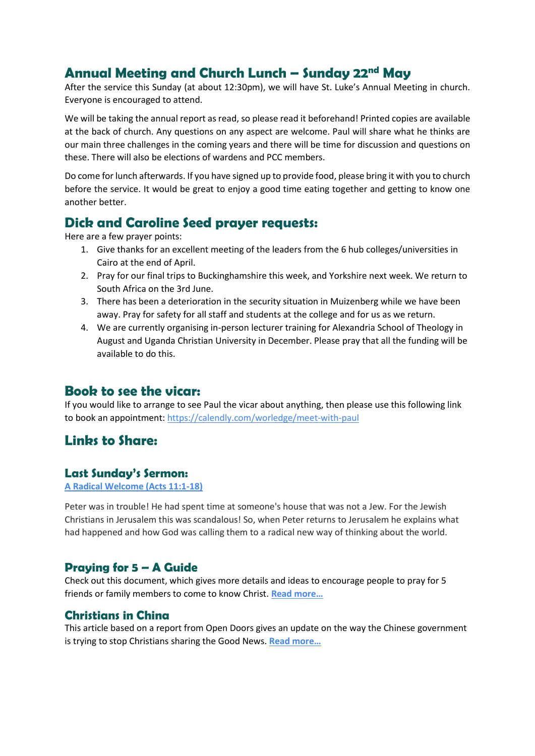## Annual Meeting and Church Lunch – Sunday 22nd May

After the service this Sunday (at about 12:30pm), we will have St. Luke's Annual Meeting in church. Everyone is encouraged to attend.

We will be taking the annual report as read, so please read it beforehand! Printed copies are available at the back of church. Any questions on any aspect are welcome. Paul will share what he thinks are our main three challenges in the coming years and there will be time for discussion and questions on these. There will also be elections of wardens and PCC members.

Do come for lunch afterwards. If you have signed up to provide food, please bring it with you to church before the service. It would be great to enjoy a good time eating together and getting to know one another better.

## Dick and Caroline Seed prayer requests:

Here are a few prayer points:

1. Give thanks for an excellent meeting of the leaders from the 6 hub colleges/universities in Cairo at the end of April.
2. Pray for our final trips to Buckinghamshire this week, and Yorkshire next week. We return to South Africa on the 3rd June.
3. There has been a deterioration in the security situation in Muizenberg while we have been away. Pray for safety for all staff and students at the college and for us as we return.
4. We are currently organising in-person lecturer training for Alexandria School of Theology in August and Uganda Christian University in December. Please pray that all the funding will be available to do this.

## Book to see the vicar:

If you would like to arrange to see Paul the vicar about anything, then please use this following link to book an appointment: [https://calendly.com/worledge/meet-with-paul](https://calendly.com/worledge/meet-with-paul)

## Links to Share:

### Last Sunday's Sermon:

**[A Radical Welcome (Acts 11:1-18)]()**

Peter was in trouble! He had spent time at someone's house that was not a Jew. For the Jewish Christians in Jerusalem this was scandalous! So, when Peter returns to Jerusalem he explains what had happened and how God was calling them to a radical new way of thinking about the world.

### Praying for 5 – A Guide

Check out this document, which gives more details and ideas to encourage people to pray for 5 friends or family members to come to know Christ. **[Read more…]()**

### Christians in China

This article based on a report from Open Doors gives an update on the way the Chinese government is trying to stop Christians sharing the Good News. **[Read more…]()**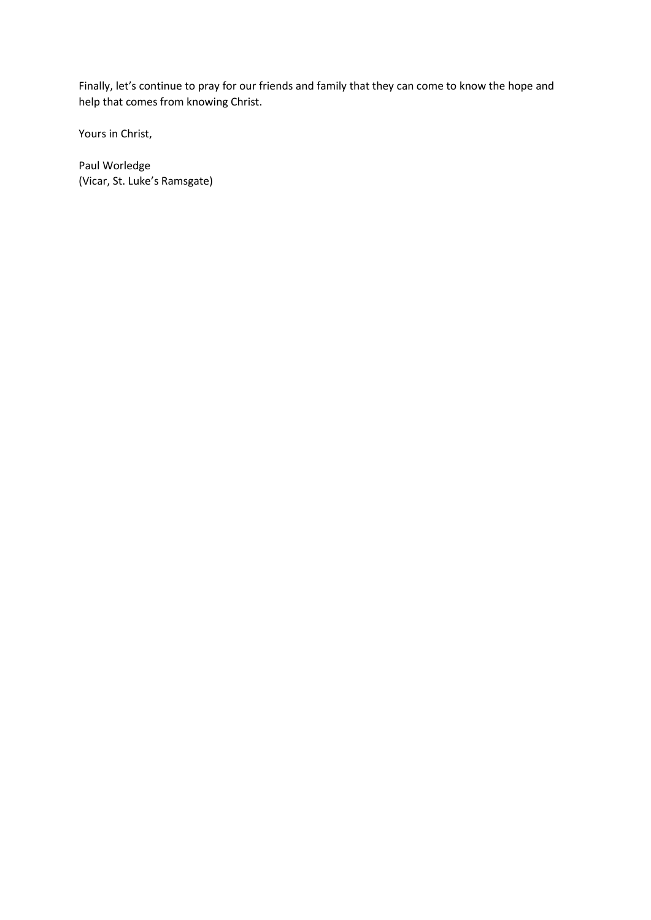Finally, let's continue to pray for our friends and family that they can come to know the hope and help that comes from knowing Christ.

Yours in Christ,

Paul Worledge
(Vicar, St. Luke's Ramsgate)